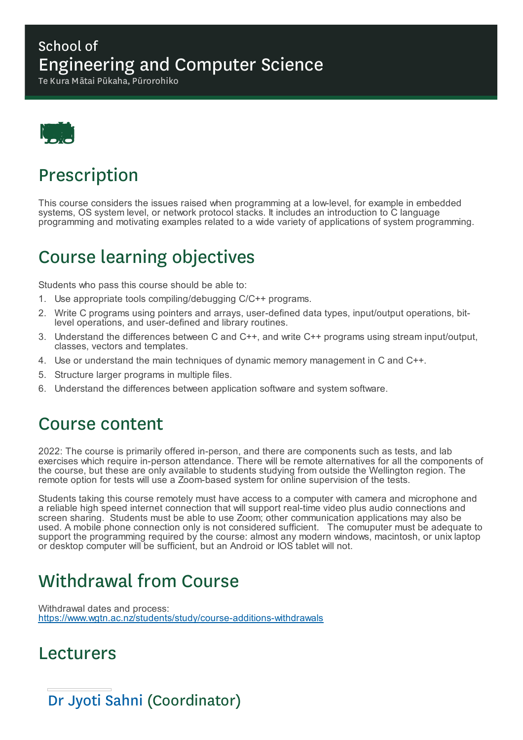School of
# Engineering and Computer Science
Te Kura Mātai Pūkaha, Pūrorohiko

## Prescription

This course considers the issues raised when programming at a low-level, for example in embedded systems, OS system level, or network protocol stacks. It includes an introduction to C language programming and motivating examples related to a wide variety of applications of system programming.

## Course learning objectives

Students who pass this course should be able to:

1. Use appropriate tools compiling/debugging C/C++ programs.
2. Write C programs using pointers and arrays, user-defined data types, input/output operations, bit-level operations, and user-defined and library routines.
3. Understand the differences between C and C++, and write C++ programs using stream input/output, classes, vectors and templates.
4. Use or understand the main techniques of dynamic memory management in C and C++.
5. Structure larger programs in multiple files.
6. Understand the differences between application software and system software.

## Course content

2022: The course is primarily offered in-person, and there are components such as tests, and lab exercises which require in-person attendance. There will be remote alternatives for all the components of the course, but these are only available to students studying from outside the Wellington region. The remote option for tests will use a Zoom-based system for online supervision of the tests.

Students taking this course remotely must have access to a computer with camera and microphone and a reliable high speed internet connection that will support real-time video plus audio connections and screen sharing. Students must be able to use Zoom; other communication applications may also be used. A mobile phone connection only is not considered sufficient. The comuputer must be adequate to support the programming required by the course: almost any modern windows, macintosh, or unix laptop or desktop computer will be sufficient, but an Android or IOS tablet will not.

## Withdrawal from Course

Withdrawal dates and process:
https://www.wgtn.ac.nz/students/study/course-additions-withdrawals

## Lecturers

### Dr Jyoti Sahni (Coordinator)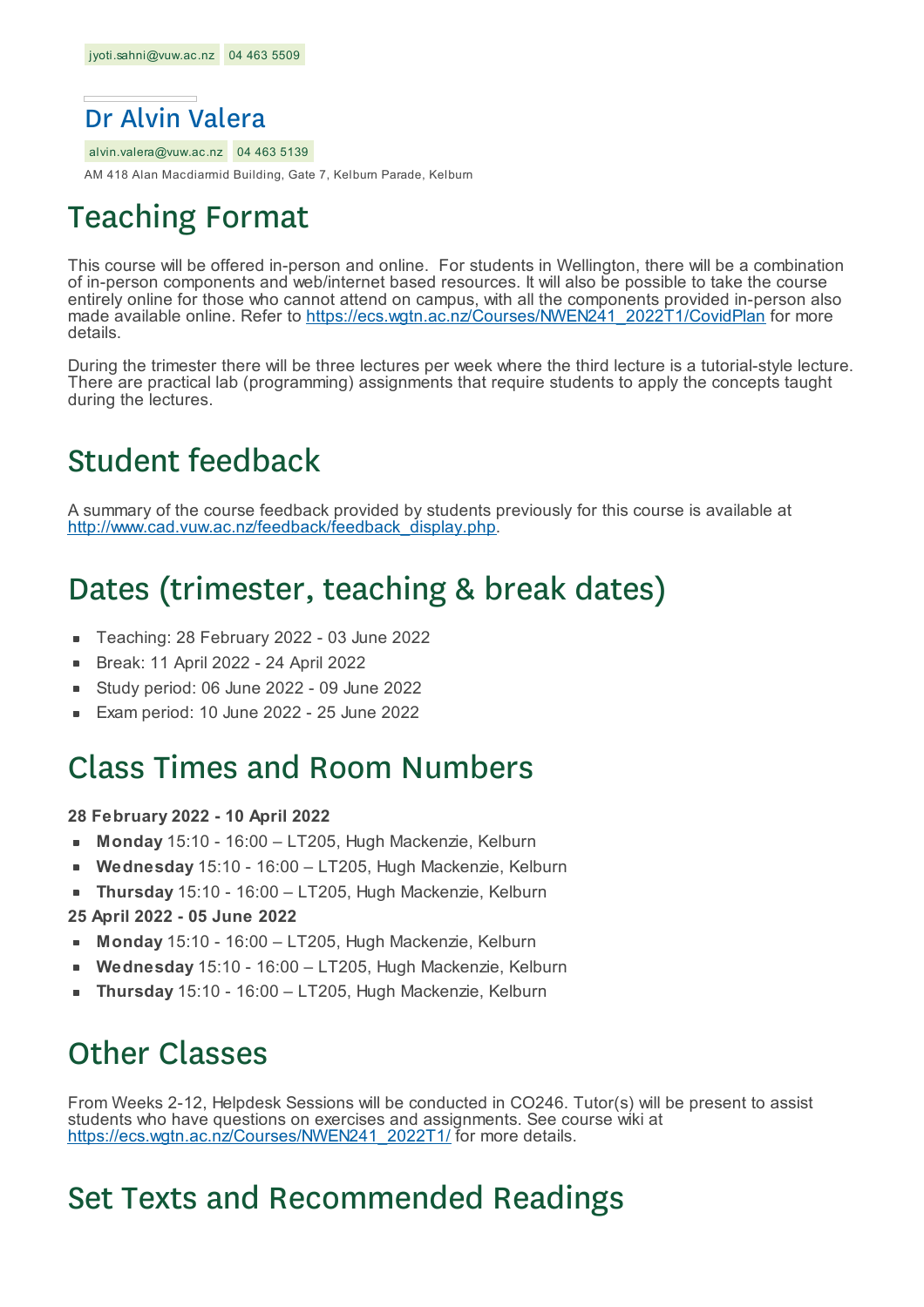jyoti.sahni@vuw.ac.nz 04 463 5509

## Dr Alvin Valera

alvin.valera@vuw.ac.nz 04 463 5139

AM 418 Alan Macdiarmid Building, Gate 7, Kelburn Parade, Kelburn

# Teaching Format

This course will be offered in-person and online. For students in Wellington, there will be a combination of in-person components and web/internet based resources. It will also be possible to take the course entirely online for those who cannot attend on campus, with all the components provided in-person also made available online. Refer to https://ecs.wgtn.ac.nz/Courses/NWEN241_2022T1/CovidPlan for more details.

During the trimester there will be three lectures per week where the third lecture is a tutorial-style lecture. There are practical lab (programming) assignments that require students to apply the concepts taught during the lectures.

# Student feedback

A summary of the course feedback provided by students previously for this course is available at http://www.cad.vuw.ac.nz/feedback/feedback_display.php.

# Dates (trimester, teaching & break dates)

- Teaching: 28 February 2022 - 03 June 2022
- Break: 11 April 2022 - 24 April 2022
- Study period: 06 June 2022 - 09 June 2022
- Exam period: 10 June 2022 - 25 June 2022

# Class Times and Room Numbers

**28 February 2022 - 10 April 2022**

- **Monday** 15:10 - 16:00 – LT205, Hugh Mackenzie, Kelburn
- **Wednesday** 15:10 - 16:00 – LT205, Hugh Mackenzie, Kelburn
- **Thursday** 15:10 - 16:00 – LT205, Hugh Mackenzie, Kelburn

**25 April 2022 - 05 June 2022**

- **Monday** 15:10 - 16:00 – LT205, Hugh Mackenzie, Kelburn
- **Wednesday** 15:10 - 16:00 – LT205, Hugh Mackenzie, Kelburn
- **Thursday** 15:10 - 16:00 – LT205, Hugh Mackenzie, Kelburn

# Other Classes

From Weeks 2-12, Helpdesk Sessions will be conducted in CO246. Tutor(s) will be present to assist students who have questions on exercises and assignments. See course wiki at https://ecs.wgtn.ac.nz/Courses/NWEN241_2022T1/ for more details.

# Set Texts and Recommended Readings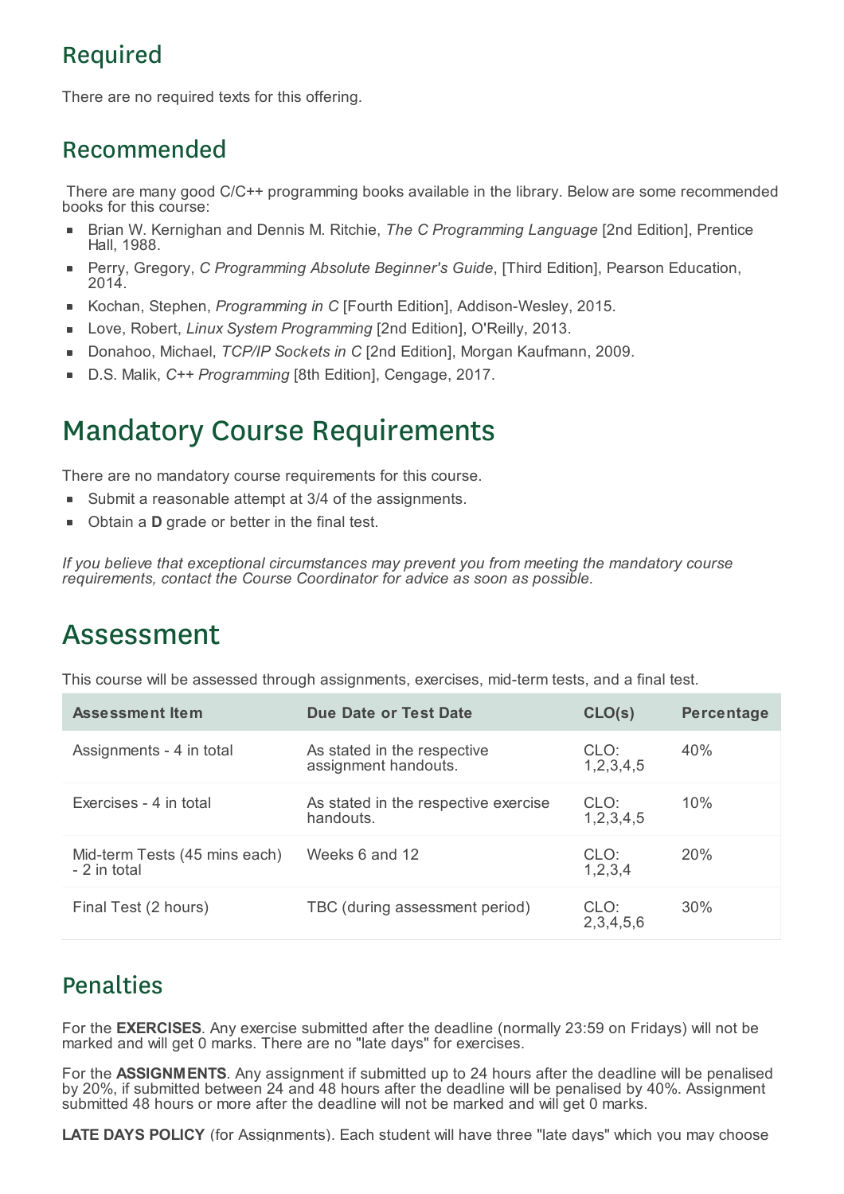## Required

There are no required texts for this offering.

## Recommended

There are many good C/C++ programming books available in the library. Below are some recommended books for this course:

- Brian W. Kernighan and Dennis M. Ritchie, *The C Programming Language* [2nd Edition], Prentice Hall, 1988.
- Perry, Gregory, *C Programming Absolute Beginner's Guide*, [Third Edition], Pearson Education, 2014.
- Kochan, Stephen, *Programming in C* [Fourth Edition], Addison-Wesley, 2015.
- Love, Robert, *Linux System Programming* [2nd Edition], O'Reilly, 2013.
- Donahoo, Michael, *TCP/IP Sockets in C* [2nd Edition], Morgan Kaufmann, 2009.
- D.S. Malik, *C++ Programming* [8th Edition], Cengage, 2017.

# Mandatory Course Requirements

There are no mandatory course requirements for this course.

- Submit a reasonable attempt at 3/4 of the assignments.
- Obtain a **D** grade or better in the final test.

*If you believe that exceptional circumstances may prevent you from meeting the mandatory course requirements, contact the Course Coordinator for advice as soon as possible.*

# Assessment

This course will be assessed through assignments, exercises, mid-term tests, and a final test.

| Assessment Item | Due Date or Test Date | CLO(s) | Percentage |
|---|---|---|---|
| Assignments - 4 in total | As stated in the respective assignment handouts. | CLO: 1,2,3,4,5 | 40% |
| Exercises - 4 in total | As stated in the respective exercise handouts. | CLO: 1,2,3,4,5 | 10% |
| Mid-term Tests (45 mins each) - 2 in total | Weeks 6 and 12 | CLO: 1,2,3,4 | 20% |
| Final Test (2 hours) | TBC (during assessment period) | CLO: 2,3,4,5,6 | 30% |

## Penalties

For the **EXERCISES**. Any exercise submitted after the deadline (normally 23:59 on Fridays) will not be marked and will get 0 marks. There are no "late days" for exercises.

For the **ASSIGNMENTS**. Any assignment if submitted up to 24 hours after the deadline will be penalised by 20%, if submitted between 24 and 48 hours after the deadline will be penalised by 40%. Assignment submitted 48 hours or more after the deadline will not be marked and will get 0 marks.

**LATE DAYS POLICY** (for Assignments). Each student will have three "late days" which you may choose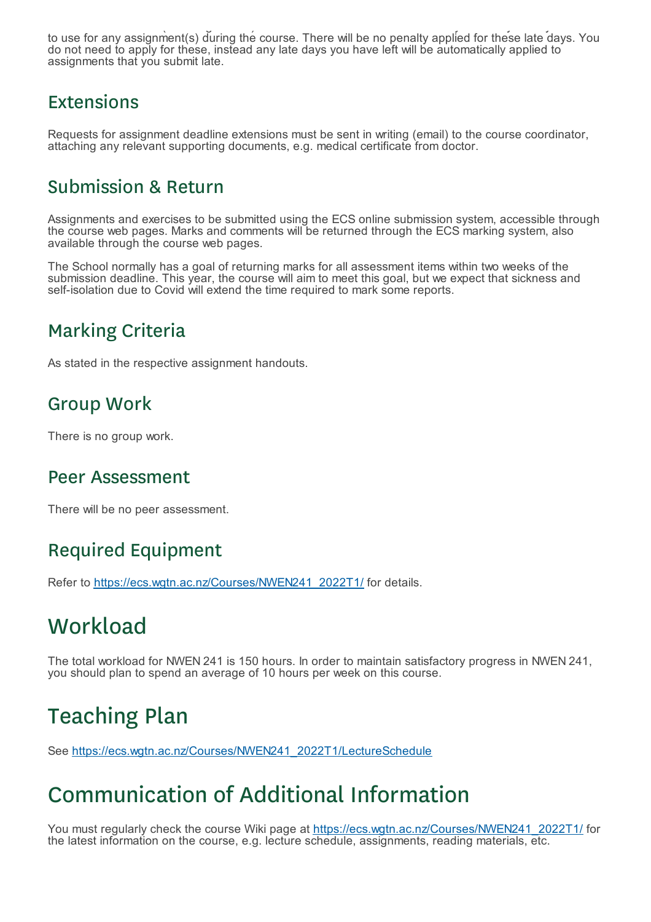to use for any assignment(s) during the course. There will be no penalty applied for these late days. You do not need to apply for these, instead any late days you have left will be automatically applied to assignments that you submit late.

## Extensions

Requests for assignment deadline extensions must be sent in writing (email) to the course coordinator, attaching any relevant supporting documents, e.g. medical certificate from doctor.

## Submission & Return

Assignments and exercises to be submitted using the ECS online submission system, accessible through the course web pages. Marks and comments will be returned through the ECS marking system, also available through the course web pages.

The School normally has a goal of returning marks for all assessment items within two weeks of the submission deadline. This year, the course will aim to meet this goal, but we expect that sickness and self-isolation due to Covid will extend the time required to mark some reports.

## Marking Criteria

As stated in the respective assignment handouts.

## Group Work

There is no group work.

## Peer Assessment

There will be no peer assessment.

## Required Equipment

Refer to [https://ecs.wgtn.ac.nz/Courses/NWEN241_2022T1/](https://ecs.wgtn.ac.nz/Courses/NWEN241_2022T1/) for details.

# Workload

The total workload for NWEN 241 is 150 hours. In order to maintain satisfactory progress in NWEN 241, you should plan to spend an average of 10 hours per week on this course.

# Teaching Plan

See [https://ecs.wgtn.ac.nz/Courses/NWEN241_2022T1/LectureSchedule](https://ecs.wgtn.ac.nz/Courses/NWEN241_2022T1/LectureSchedule)

# Communication of Additional Information

You must regularly check the course Wiki page at [https://ecs.wgtn.ac.nz/Courses/NWEN241_2022T1/](https://ecs.wgtn.ac.nz/Courses/NWEN241_2022T1/) for the latest information on the course, e.g. lecture schedule, assignments, reading materials, etc.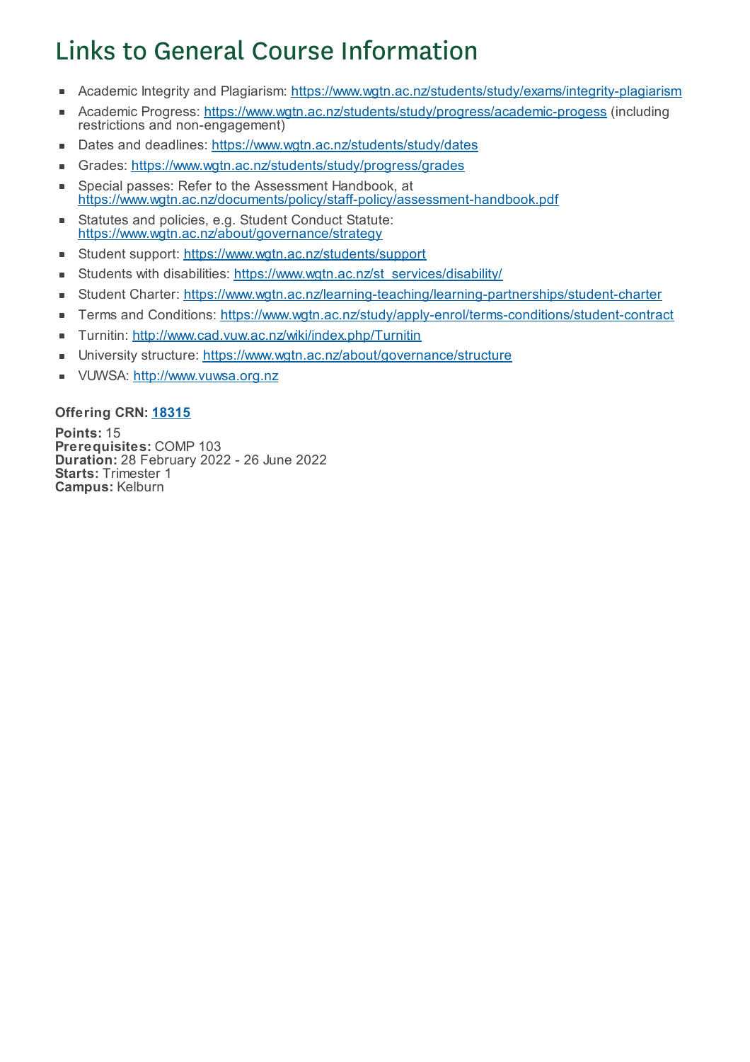# Links to General Course Information

- Academic Integrity and Plagiarism: https://www.wgtn.ac.nz/students/study/exams/integrity-plagiarism
- Academic Progress: https://www.wgtn.ac.nz/students/study/progress/academic-progess (including restrictions and non-engagement)
- Dates and deadlines: https://www.wgtn.ac.nz/students/study/dates
- Grades: https://www.wgtn.ac.nz/students/study/progress/grades
- Special passes: Refer to the Assessment Handbook, at https://www.wgtn.ac.nz/documents/policy/staff-policy/assessment-handbook.pdf
- Statutes and policies, e.g. Student Conduct Statute: https://www.wgtn.ac.nz/about/governance/strategy
- Student support: https://www.wgtn.ac.nz/students/support
- Students with disabilities: https://www.wgtn.ac.nz/st_services/disability/
- Student Charter: https://www.wgtn.ac.nz/learning-teaching/learning-partnerships/student-charter
- Terms and Conditions: https://www.wgtn.ac.nz/study/apply-enrol/terms-conditions/student-contract
- Turnitin: http://www.cad.vuw.ac.nz/wiki/index.php/Turnitin
- University structure: https://www.wgtn.ac.nz/about/governance/structure
- VUWSA: http://www.vuwsa.org.nz

**Offering CRN: 18315**

**Points:** 15
**Prerequisites:** COMP 103
**Duration:** 28 February 2022 - 26 June 2022
**Starts:** Trimester 1
**Campus:** Kelburn